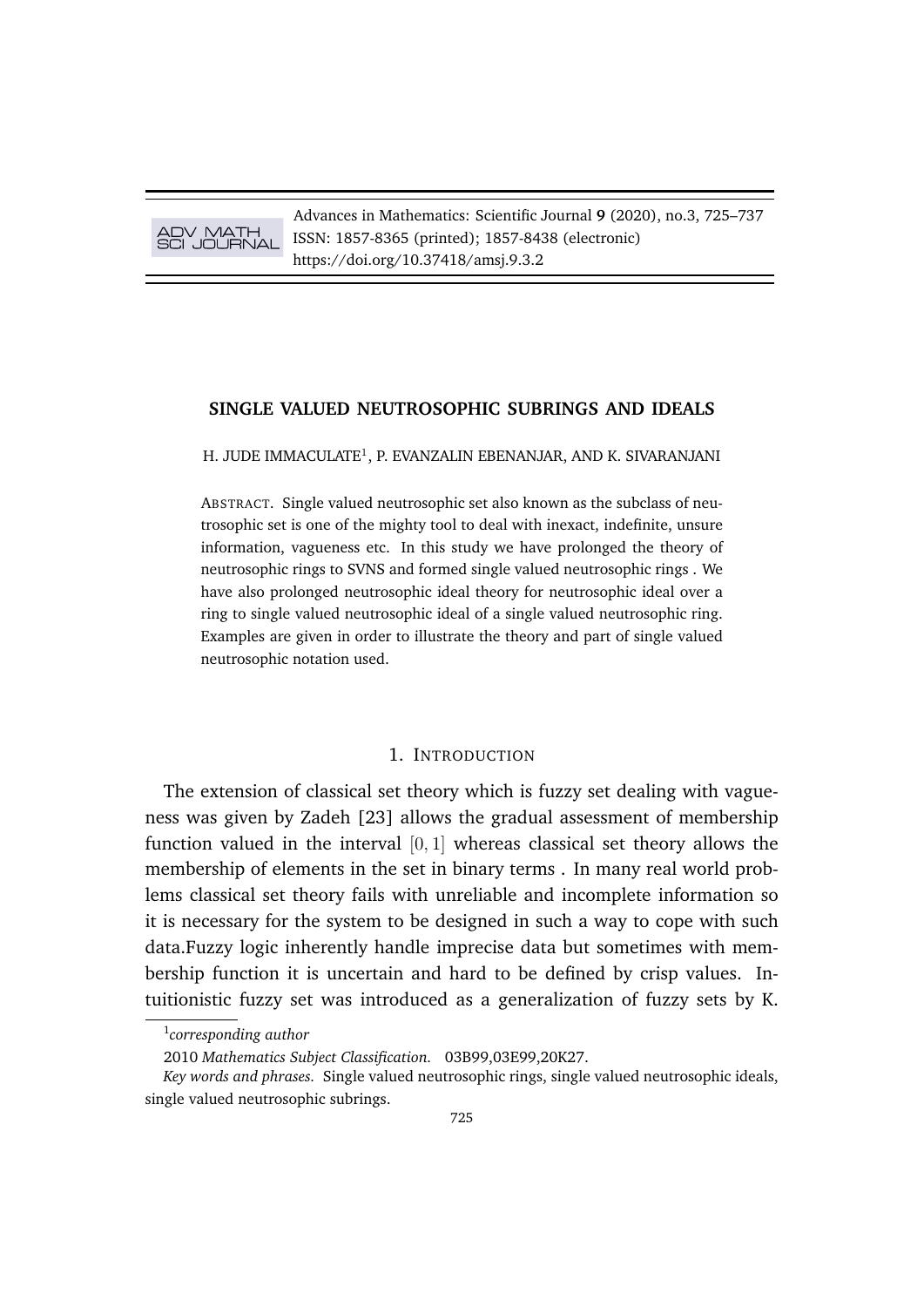# SINGLE VALUED NEUTROSOPHIC SUBRINGS AND IDEALS

H. JUDE IMMACULATE[1], P. EVANZALIN EBENANJAR, AND K. SIVARANJANI

ABSTRACT. Single valued neutrosophic set also known as the subclass of neutrosophic set is one of the mighty tool to deal with inexact, indefinite, unsure information, vagueness etc. In this study we have prolonged the theory of neutrosophic rings to SVNS and formed single valued neutrosophic rings . We have also prolonged neutrosophic ideal theory for neutrosophic ideal over a ring to single valued neutrosophic ideal of a single valued neutrosophic ring. Examples are given in order to illustrate the theory and part of single valued neutrosophic notation used.

## 1. INTRODUCTION

The extension of classical set theory which is fuzzy set dealing with vagueness was given by Zadeh [23] allows the gradual assessment of membership function valued in the interval $[0, 1]$ whereas classical set theory allows the membership of elements in the set in binary terms . In many real world problems classical set theory fails with unreliable and incomplete information so it is necessary for the system to be designed in such a way to cope with such data.Fuzzy logic inherently handle imprecise data but sometimes with membership function it is uncertain and hard to be defined by crisp values. Intuitionistic fuzzy set was introduced as a generalization of fuzzy sets by K.

---

[1] *corresponding author*

2010 *Mathematics Subject Classification.* 03B99,03E99,20K27.

*Key words and phrases.* Single valued neutrosophic rings, single valued neutrosophic ideals, single valued neutrosophic subrings.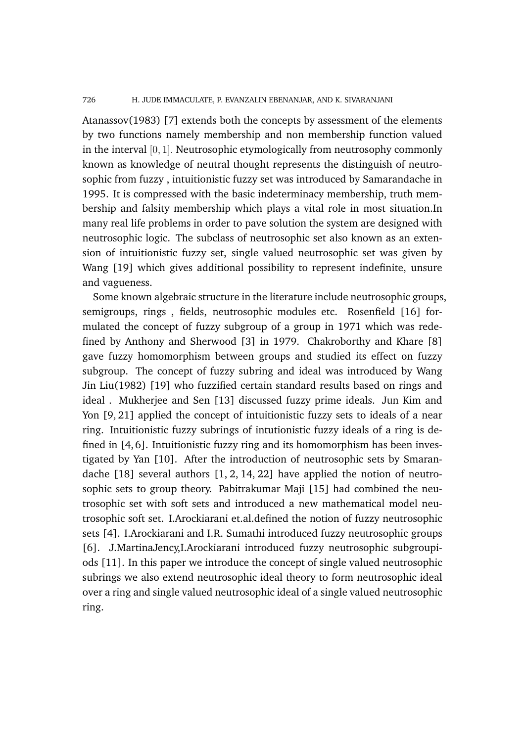Atanassov(1983) [7] extends both the concepts by assessment of the elements by two functions namely membership and non membership function valued in the interval $[0, 1]$. Neutrosophic etymologically from neutrosophy commonly known as knowledge of neutral thought represents the distinguish of neutrosophic from fuzzy , intuitionistic fuzzy set was introduced by Samarandache in 1995. It is compressed with the basic indeterminacy membership, truth membership and falsity membership which plays a vital role in most situation.In many real life problems in order to pave solution the system are designed with neutrosophic logic. The subclass of neutrosophic set also known as an extension of intuitionistic fuzzy set, single valued neutrosophic set was given by Wang [19] which gives additional possibility to represent indefinite, unsure and vagueness.

Some known algebraic structure in the literature include neutrosophic groups, semigroups, rings , fields, neutrosophic modules etc. Rosenfield [16] formulated the concept of fuzzy subgroup of a group in 1971 which was redefined by Anthony and Sherwood [3] in 1979. Chakroborthy and Khare [8] gave fuzzy homomorphism between groups and studied its effect on fuzzy subgroup. The concept of fuzzy subring and ideal was introduced by Wang Jin Liu(1982) [19] who fuzzified certain standard results based on rings and ideal . Mukherjee and Sen [13] discussed fuzzy prime ideals. Jun Kim and Yon [9, 21] applied the concept of intuitionistic fuzzy sets to ideals of a near ring. Intuitionistic fuzzy subrings of intutionistic fuzzy ideals of a ring is defined in [4, 6]. Intuitionistic fuzzy ring and its homomorphism has been investigated by Yan [10]. After the introduction of neutrosophic sets by Smarandache [18] several authors [1, 2, 14, 22] have applied the notion of neutrosophic sets to group theory. Pabitrakumar Maji [15] had combined the neutrosophic set with soft sets and introduced a new mathematical model neutrosophic soft set. I.Arockiarani et.al.defined the notion of fuzzy neutrosophic sets [4]. I.Arockiarani and I.R. Sumathi introduced fuzzy neutrosophic groups [6]. J.MartinaJency,I.Arockiarani introduced fuzzy neutrosophic subgroupiods [11]. In this paper we introduce the concept of single valued neutrosophic subrings we also extend neutrosophic ideal theory to form neutrosophic ideal over a ring and single valued neutrosophic ideal of a single valued neutrosophic ring.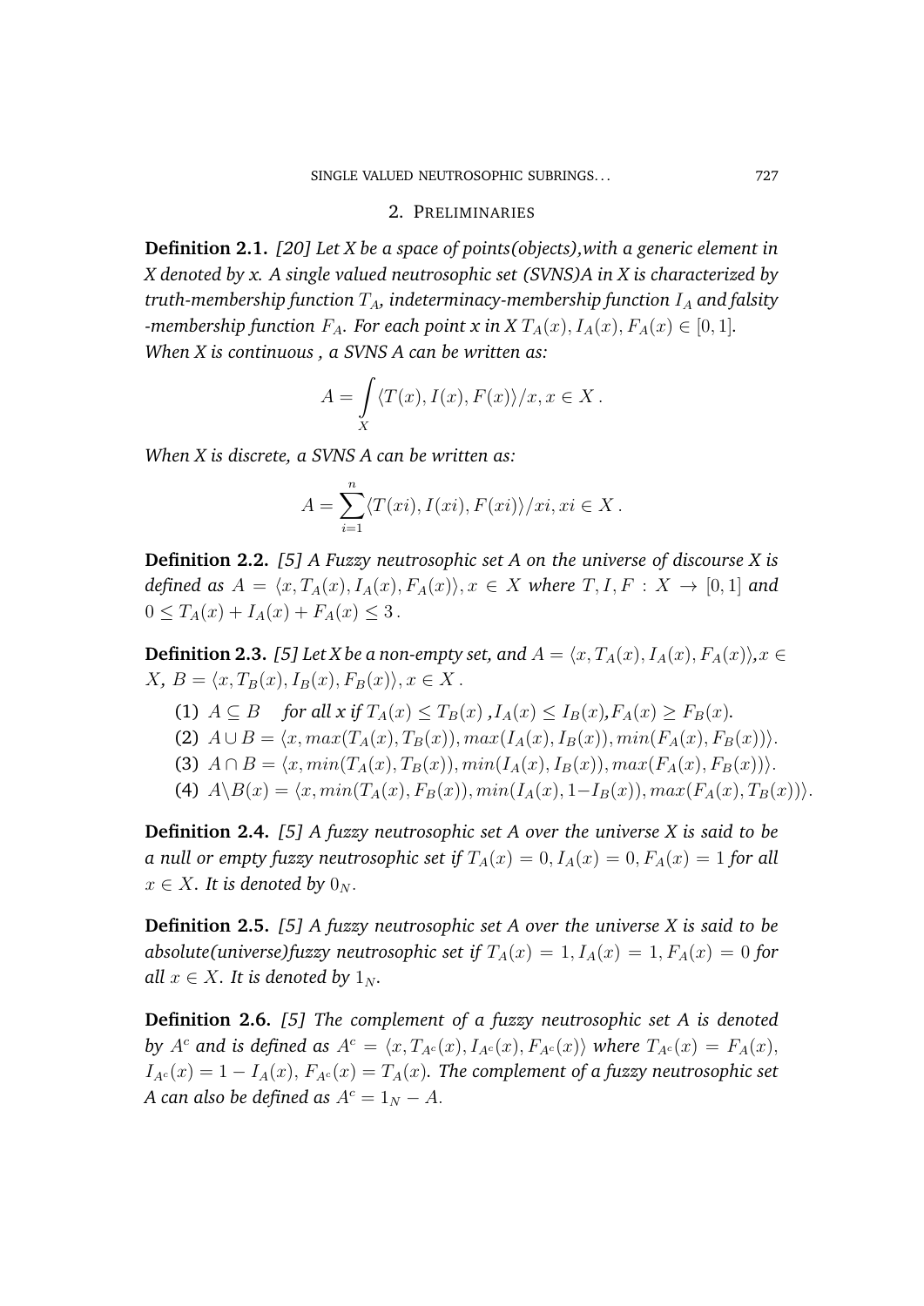## 2. Preliminaries

**Definition 2.1.** *[20] Let X be a space of points(objects),with a generic element in X denoted by x. A single valued neutrosophic set (SVNS)A in X is characterized by truth-membership function $T_A$, indeterminacy-membership function $I_A$ and falsity -membership function $F_A$. For each point x in X $T_A(x), I_A(x), F_A(x) \in [0,1]$. When X is continuous , a SVNS A can be written as:*

$$A = \int_X \langle T(x), I(x), F(x) \rangle / x, x \in X \,.$$

*When X is discrete, a SVNS A can be written as:*

$$A = \sum_{i=1}^{n} \langle T(xi), I(xi), F(xi) \rangle / xi, xi \in X \,.$$

**Definition 2.2.** *[5] A Fuzzy neutrosophic set A on the universe of discourse X is defined as $A = \langle x, T_A(x), I_A(x), F_A(x) \rangle, x \in X$ where $T, I, F : X \to [0,1]$ and $0 \leq T_A(x) + I_A(x) + F_A(x) \leq 3$.*

**Definition 2.3.** *[5] Let X be a non-empty set, and $A = \langle x, T_A(x), I_A(x), F_A(x) \rangle$, $x \in X$, $B = \langle x, T_B(x), I_B(x), F_B(x) \rangle, x \in X$.*

(1) $A \subseteq B$ *for all x if $T_A(x) \leq T_B(x)$ ,$I_A(x) \leq I_B(x)$,$F_A(x) \geq F_B(x)$.*
(2) $A \cup B = \langle x, max(T_A(x), T_B(x)), max(I_A(x), I_B(x)), min(F_A(x), F_B(x)) \rangle$.
(3) $A \cap B = \langle x, min(T_A(x), T_B(x)), min(I_A(x), I_B(x)), max(F_A(x), F_B(x)) \rangle$.
(4) $A \backslash B(x) = \langle x, min(T_A(x), F_B(x)), min(I_A(x), 1 - I_B(x)), max(F_A(x), T_B(x)) \rangle$.

**Definition 2.4.** *[5] A fuzzy neutrosophic set A over the universe X is said to be a null or empty fuzzy neutrosophic set if $T_A(x) = 0, I_A(x) = 0, F_A(x) = 1$ for all $x \in X$. It is denoted by $0_N$.*

**Definition 2.5.** *[5] A fuzzy neutrosophic set A over the universe X is said to be absolute(universe)fuzzy neutrosophic set if $T_A(x) = 1, I_A(x) = 1, F_A(x) = 0$ for all $x \in X$. It is denoted by $1_N$.*

**Definition 2.6.** *[5] The complement of a fuzzy neutrosophic set A is denoted by $A^c$ and is defined as $A^c = \langle x, T_{A^c}(x), I_{A^c}(x), F_{A^c}(x) \rangle$ where $T_{A^c}(x) = F_A(x)$, $I_{A^c}(x) = 1 - I_A(x)$, $F_{A^c}(x) = T_A(x)$. The complement of a fuzzy neutrosophic set A can also be defined as $A^c = 1_N - A$.*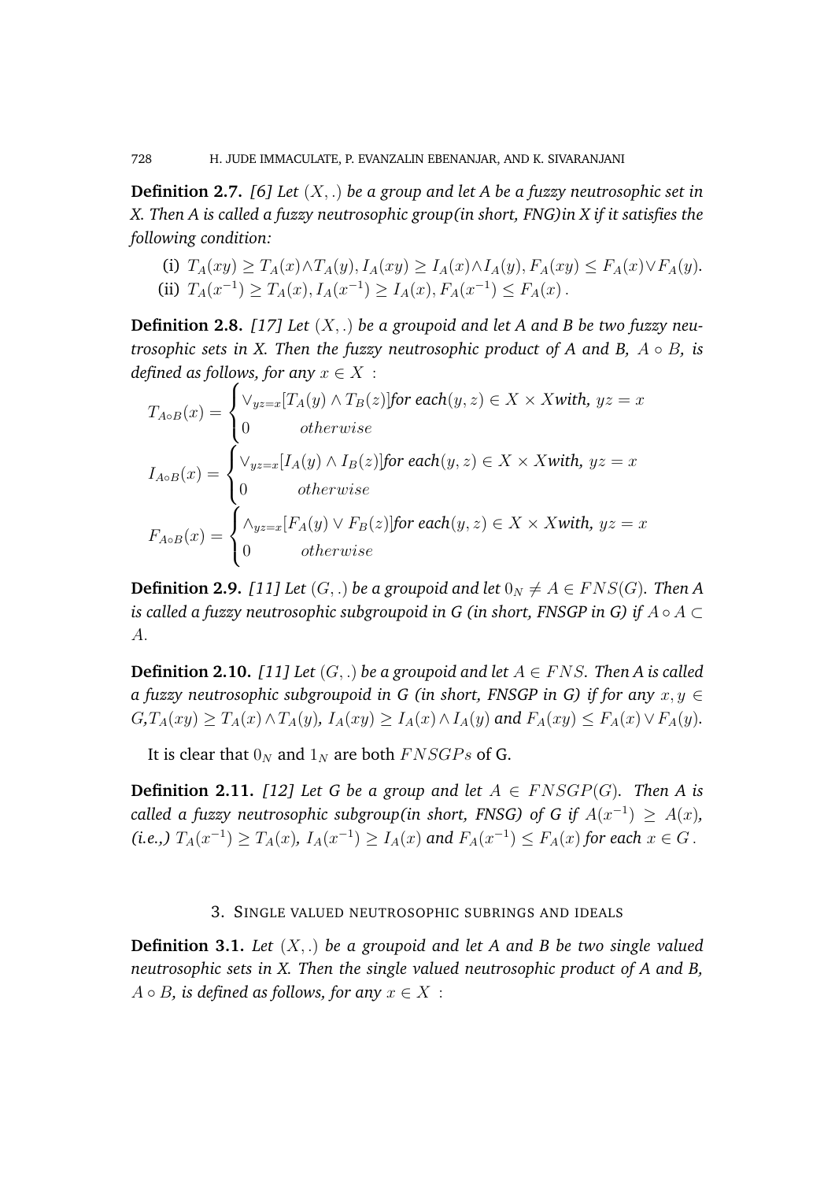**Definition 2.7.** *[6] Let $(X, .)$ be a group and let A be a fuzzy neutrosophic set in X. Then A is called a fuzzy neutrosophic group(in short, FNG)in X if it satisfies the following condition:*

(i) $T_A(xy) \geq T_A(x) \wedge T_A(y), I_A(xy) \geq I_A(x) \wedge I_A(y), F_A(xy) \leq F_A(x) \vee F_A(y)$.
(ii) $T_A(x^{-1}) \geq T_A(x), I_A(x^{-1}) \geq I_A(x), F_A(x^{-1}) \leq F_A(x)$.

**Definition 2.8.** *[17] Let $(X, .)$ be a groupoid and let A and B be two fuzzy neutrosophic sets in X. Then the fuzzy neutrosophic product of A and B, $A \circ B$, is defined as follows, for any $x \in X$ :*

$$T_{A \circ B}(x) = \begin{cases} \vee_{yz=x}[T_A(y) \wedge T_B(z)] \text{for each} (y, z) \in X \times X \text{with, } yz = x \\ 0 \qquad otherwise \end{cases}$$

$$I_{A \circ B}(x) = \begin{cases} \vee_{yz=x}[I_A(y) \wedge I_B(z)] \text{for each} (y, z) \in X \times X \text{with, } yz = x \\ 0 \qquad otherwise \end{cases}$$

$$F_{A \circ B}(x) = \begin{cases} \wedge_{yz=x}[F_A(y) \vee F_B(z)] \text{for each} (y, z) \in X \times X \text{with, } yz = x \\ 0 \qquad otherwise \end{cases}$$

**Definition 2.9.** *[11] Let $(G, .)$ be a groupoid and let $0_N \neq A \in FNS(G)$. Then A is called a fuzzy neutrosophic subgroupoid in G (in short, FNSGP in G) if $A \circ A \subset A$.*

**Definition 2.10.** *[11] Let $(G, .)$ be a groupoid and let $A \in FNS$. Then A is called a fuzzy neutrosophic subgroupoid in G (in short, FNSGP in G) if for any $x, y \in G$, $T_A(xy) \geq T_A(x) \wedge T_A(y)$, $I_A(xy) \geq I_A(x) \wedge I_A(y)$ and $F_A(xy) \leq F_A(x) \vee F_A(y)$.*

It is clear that $0_N$ and $1_N$ are both $FNSGPs$ of G.

**Definition 2.11.** *[12] Let G be a group and let $A \in FNSGP(G)$. Then A is called a fuzzy neutrosophic subgroup(in short, FNSG) of G if $A(x^{-1}) \geq A(x)$, (i.e.,) $T_A(x^{-1}) \geq T_A(x)$, $I_A(x^{-1}) \geq I_A(x)$ and $F_A(x^{-1}) \leq F_A(x)$ for each $x \in G$.*

## 3. Single valued neutrosophic subrings and ideals

**Definition 3.1.** *Let $(X, .)$ be a groupoid and let A and B be two single valued neutrosophic sets in X. Then the single valued neutrosophic product of A and B, $A \circ B$, is defined as follows, for any $x \in X$ :*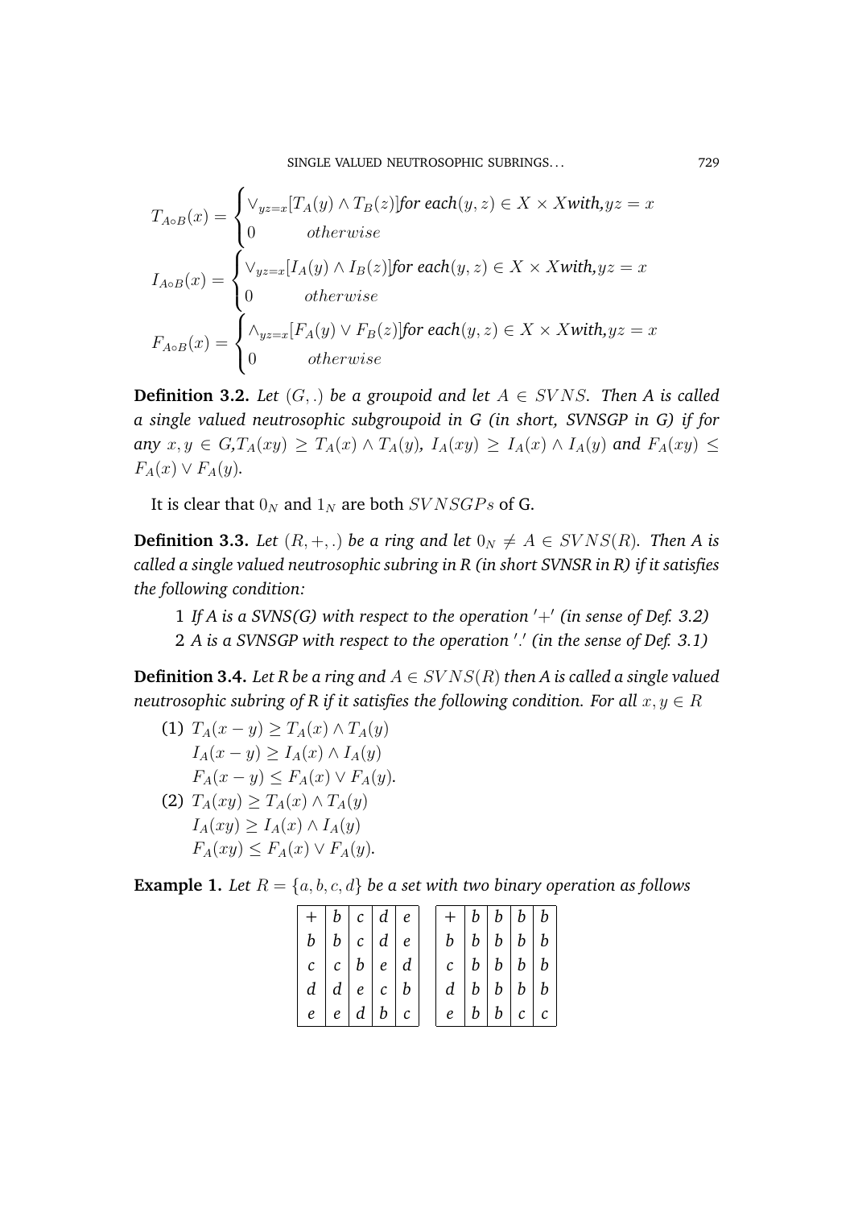$$T_{A\circ B}(x) = \begin{cases} \vee_{yz=x}[T_A(y) \wedge T_B(z)] \textit{for each}(y,z) \in X \times X \textit{with,} yz = x \\ 0 \qquad otherwise \end{cases}$$

$$I_{A\circ B}(x) = \begin{cases} \vee_{yz=x}[I_A(y) \wedge I_B(z)] \textit{for each}(y,z) \in X \times X \textit{with,} yz = x \\ 0 \qquad otherwise \end{cases}$$

$$F_{A\circ B}(x) = \begin{cases} \wedge_{yz=x}[F_A(y) \vee F_B(z)] \textit{for each}(y,z) \in X \times X \textit{with,} yz = x \\ 0 \qquad otherwise \end{cases}$$

**Definition 3.2.** *Let $(G, .)$ be a groupoid and let $A \in SVNS$. Then A is called a single valued neutrosophic subgroupoid in G (in short, SVNSGP in G) if for any $x, y \in G$,$T_A(xy) \geq T_A(x) \wedge T_A(y)$, $I_A(xy) \geq I_A(x) \wedge I_A(y)$ and $F_A(xy) \leq F_A(x) \vee F_A(y)$.*

It is clear that $0_N$ and $1_N$ are both $SVNSGPs$ of G.

**Definition 3.3.** *Let $(R, +, .)$ be a ring and let $0_N \neq A \in SVNS(R)$. Then A is called a single valued neutrosophic subring in R (in short SVNSR in R) if it satisfies the following condition:*

1 *If A is a SVNS(G) with respect to the operation $'+'$ (in sense of Def. 3.2)*
2 *A is a SVNSGP with respect to the operation $'.'$ (in the sense of Def. 3.1)*

**Definition 3.4.** *Let R be a ring and $A \in SVNS(R)$ then A is called a single valued neutrosophic subring of R if it satisfies the following condition. For all $x, y \in R$*

(1) $T_A(x - y) \geq T_A(x) \wedge T_A(y)$
$I_A(x - y) \geq I_A(x) \wedge I_A(y)$
$F_A(x - y) \leq F_A(x) \vee F_A(y)$.
(2) $T_A(xy) \geq T_A(x) \wedge T_A(y)$
$I_A(xy) \geq I_A(x) \wedge I_A(y)$
$F_A(xy) \leq F_A(x) \vee F_A(y)$.

**Example 1.** *Let $R = \{a, b, c, d\}$ be a set with two binary operation as follows*

| + | b | c | d | e |
|---|---|---|---|---|
| b | b | c | d | e |
| c | c | b | e | d |
| d | d | e | c | b |
| e | e | d | b | c |

| + | b | b | b | b |
|---|---|---|---|---|
| b | b | b | b | b |
| c | b | b | b | b |
| d | b | b | b | b |
| e | b | b | c | c |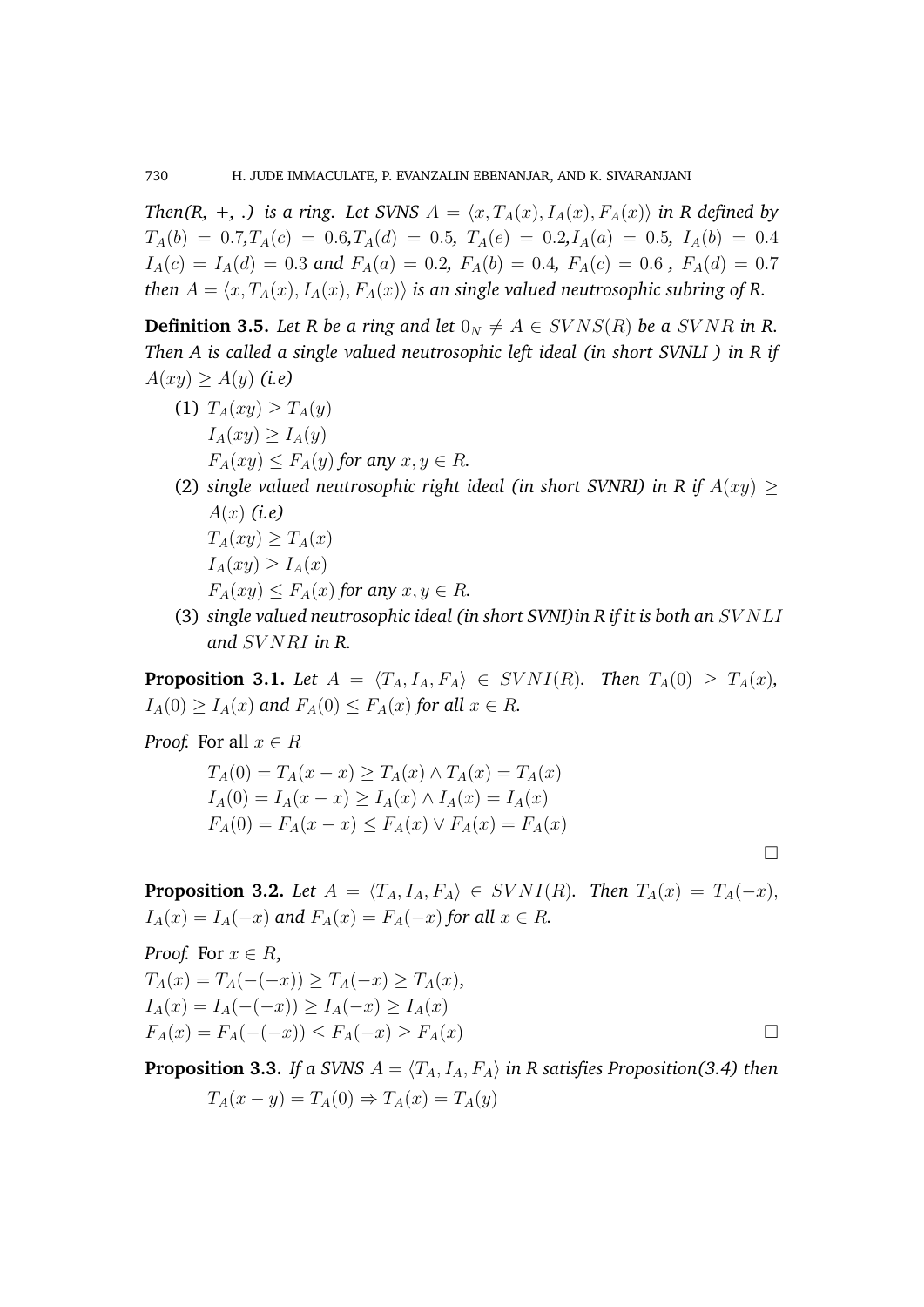*Then(R, +, .) is a ring. Let SVNS $A = \langle x, T_A(x), I_A(x), F_A(x)\rangle$ in R defined by $T_A(b) = 0.7$, $T_A(c) = 0.6$, $T_A(d) = 0.5$, $T_A(e) = 0.2$, $I_A(a) = 0.5$, $I_A(b) = 0.4$ $I_A(c) = I_A(d) = 0.3$ and $F_A(a) = 0.2$, $F_A(b) = 0.4$, $F_A(c) = 0.6$ , $F_A(d) = 0.7$ then $A = \langle x, T_A(x), I_A(x), F_A(x)\rangle$ is an single valued neutrosophic subring of R.*

**Definition 3.5.** *Let R be a ring and let $0_N \neq A \in SVNS(R)$ be a $SVNR$ in R. Then A is called a single valued neutrosophic left ideal (in short SVNLI ) in R if $A(xy) \geq A(y)$ (i.e)*

(1) $T_A(xy) \geq T_A(y)$
$I_A(xy) \geq I_A(y)$
$F_A(xy) \leq F_A(y)$ *for any* $x, y \in R$.

(2) *single valued neutrosophic right ideal (in short SVNRI) in R if $A(xy) \geq A(x)$ (i.e)*
$T_A(xy) \geq T_A(x)$
$I_A(xy) \geq I_A(x)$
$F_A(xy) \leq F_A(x)$ *for any* $x, y \in R$.

(3) *single valued neutrosophic ideal (in short SVNI)in R if it is both an $SVNLI$ and $SVNRI$ in R.*

**Proposition 3.1.** *Let $A = \langle T_A, I_A, F_A\rangle \in SVNI(R)$. Then $T_A(0) \geq T_A(x)$, $I_A(0) \geq I_A(x)$ and $F_A(0) \leq F_A(x)$ for all $x \in R$.*

*Proof.* For all $x \in R$

$$T_A(0) = T_A(x - x) \geq T_A(x) \wedge T_A(x) = T_A(x)$$
$$I_A(0) = I_A(x - x) \geq I_A(x) \wedge I_A(x) = I_A(x)$$
$$F_A(0) = F_A(x - x) \leq F_A(x) \vee F_A(x) = F_A(x)$$

□

**Proposition 3.2.** *Let $A = \langle T_A, I_A, F_A\rangle \in SVNI(R)$. Then $T_A(x) = T_A(-x)$, $I_A(x) = I_A(-x)$ and $F_A(x) = F_A(-x)$ for all $x \in R$.*

*Proof.* For $x \in R$,
$T_A(x) = T_A(-(-x)) \geq T_A(-x) \geq T_A(x)$,
$I_A(x) = I_A(-(-x)) \geq I_A(-x) \geq I_A(x)$
$F_A(x) = F_A(-(-x)) \leq F_A(-x) \geq F_A(x)$ □

**Proposition 3.3.** *If a SVNS $A = \langle T_A, I_A, F_A\rangle$ in R satisfies Proposition(3.4) then*

$$T_A(x - y) = T_A(0) \Rightarrow T_A(x) = T_A(y)$$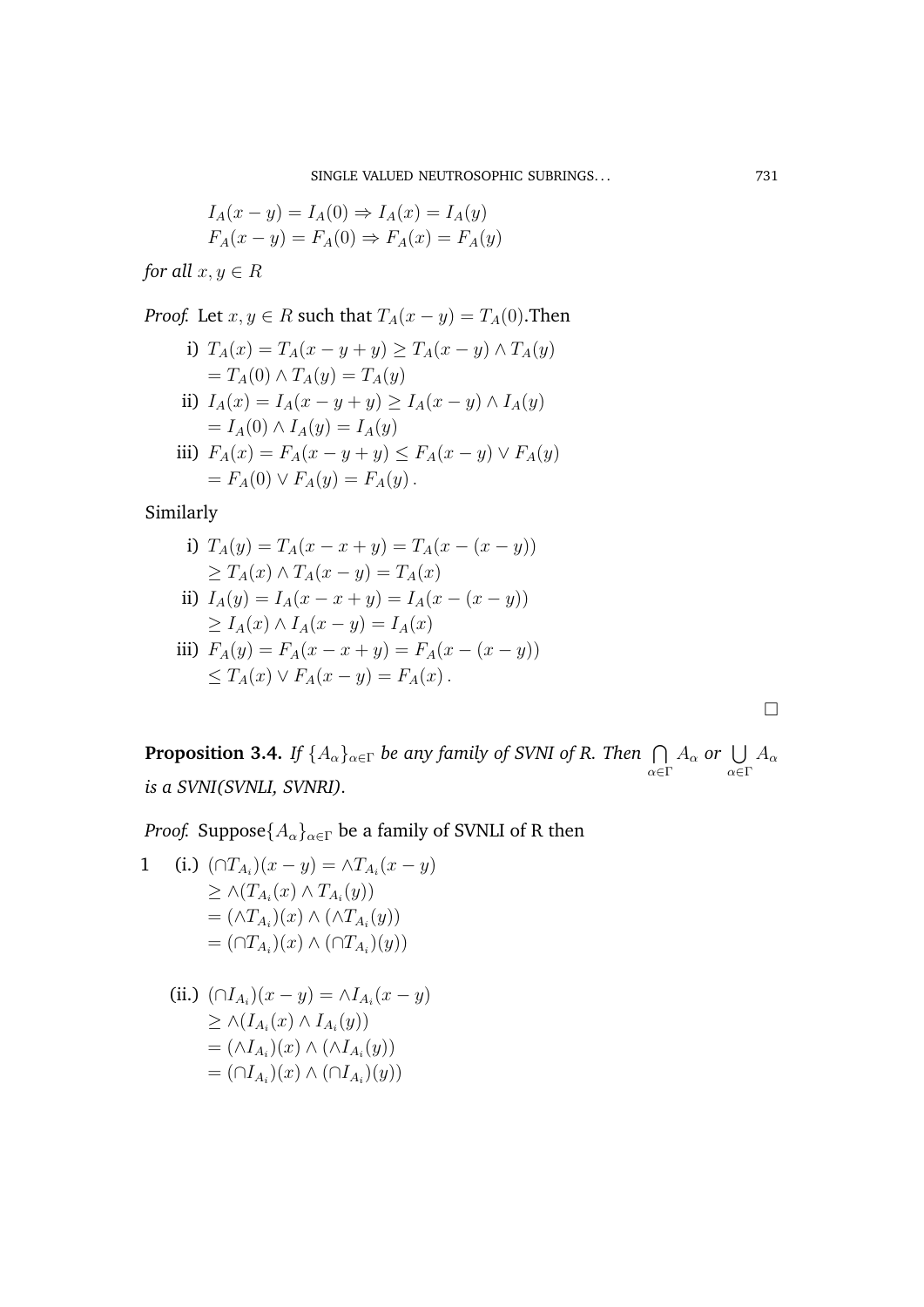$$I_A(x-y) = I_A(0) \Rightarrow I_A(x) = I_A(y)$$
$$F_A(x-y) = F_A(0) \Rightarrow F_A(x) = F_A(y)$$

*for all* $x, y \in R$

*Proof.* Let $x, y \in R$ such that $T_A(x-y) = T_A(0)$.Then

i) $T_A(x) = T_A(x-y+y) \geq T_A(x-y) \wedge T_A(y)$
$= T_A(0) \wedge T_A(y) = T_A(y)$

ii) $I_A(x) = I_A(x-y+y) \geq I_A(x-y) \wedge I_A(y)$
$= I_A(0) \wedge I_A(y) = I_A(y)$

iii) $F_A(x) = F_A(x-y+y) \leq F_A(x-y) \vee F_A(y)$
$= F_A(0) \vee F_A(y) = F_A(y)$.

Similarly

i) $T_A(y) = T_A(x-x+y) = T_A(x-(x-y))$
$\geq T_A(x) \wedge T_A(x-y) = T_A(x)$

ii) $I_A(y) = I_A(x-x+y) = I_A(x-(x-y))$
$\geq I_A(x) \wedge I_A(x-y) = I_A(x)$

iii) $F_A(y) = F_A(x-x+y) = F_A(x-(x-y))$
$\leq T_A(x) \vee F_A(x-y) = F_A(x)$.

□

**Proposition 3.4.** *If* $\{A_\alpha\}_{\alpha \in \Gamma}$ *be any family of SVNI of R. Then* $\bigcap_{\alpha \in \Gamma} A_\alpha$ *or* $\bigcup_{\alpha \in \Gamma} A_\alpha$ *is a SVNI(SVNLI, SVNRI).*

*Proof.* Suppose$\{A_\alpha\}_{\alpha \in \Gamma}$ be a family of SVNLI of R then

1 (i.) $(\cap T_{A_i})(x-y) = \wedge T_{A_i}(x-y)$
$\geq \wedge(T_{A_i}(x) \wedge T_{A_i}(y))$
$= (\wedge T_{A_i})(x) \wedge (\wedge T_{A_i}(y))$
$= (\cap T_{A_i})(x) \wedge (\cap T_{A_i})(y))$

(ii.) $(\cap I_{A_i})(x-y) = \wedge I_{A_i}(x-y)$
$\geq \wedge(I_{A_i}(x) \wedge I_{A_i}(y))$
$= (\wedge I_{A_i})(x) \wedge (\wedge I_{A_i}(y))$
$= (\cap I_{A_i})(x) \wedge (\cap I_{A_i})(y))$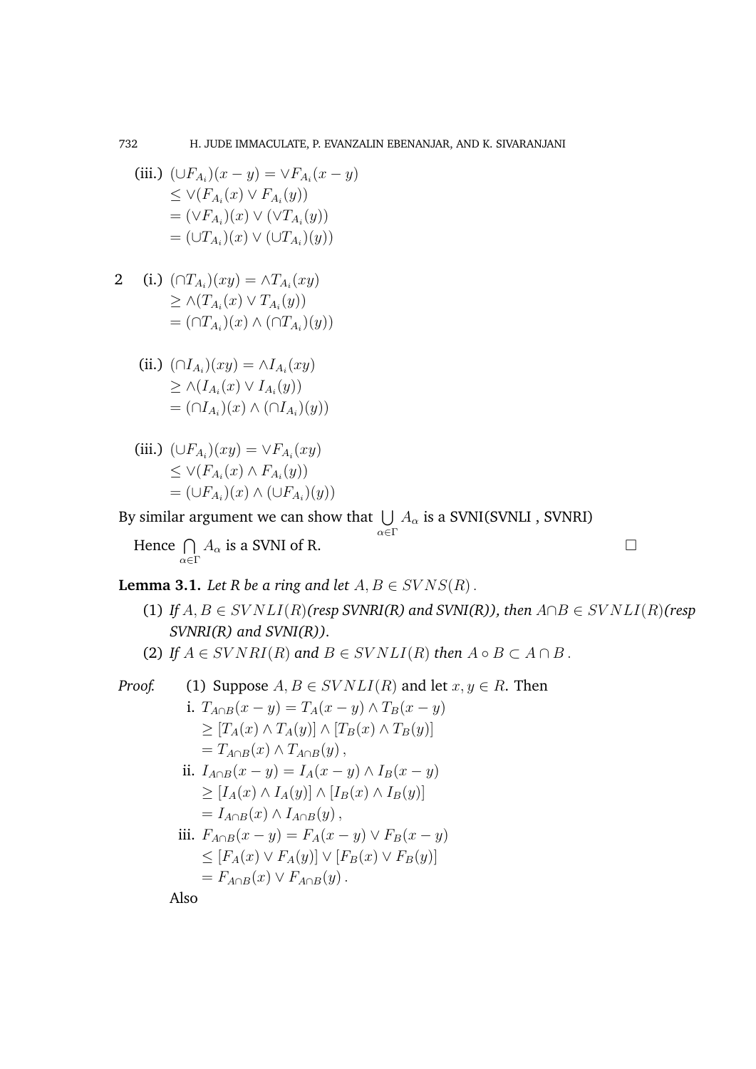(iii.) $(\cup F_{A_i})(x-y) = \vee F_{A_i}(x-y)$
$\leq \vee(F_{A_i}(x) \vee F_{A_i}(y))$
$= (\vee F_{A_i})(x) \vee (\vee T_{A_i}(y))$
$= (\cup T_{A_i})(x) \vee (\cup T_{A_i})(y))$

2 (i.) $(\cap T_{A_i})(xy) = \wedge T_{A_i}(xy)$
$\geq \wedge(T_{A_i}(x) \vee T_{A_i}(y))$
$= (\cap T_{A_i})(x) \wedge (\cap T_{A_i})(y))$

(ii.) $(\cap I_{A_i})(xy) = \wedge I_{A_i}(xy)$
$\geq \wedge(I_{A_i}(x) \vee I_{A_i}(y))$
$= (\cap I_{A_i})(x) \wedge (\cap I_{A_i})(y))$

(iii.) $(\cup F_{A_i})(xy) = \vee F_{A_i}(xy)$
$\leq \vee(F_{A_i}(x) \wedge F_{A_i}(y))$
$= (\cup F_{A_i})(x) \wedge (\cup F_{A_i})(y))$

By similar argument we can show that $\bigcup_{\alpha \in \Gamma} A_\alpha$ is a SVNI(SVNLI , SVNRI)

Hence $\bigcap_{\alpha \in \Gamma} A_\alpha$ is a SVNI of R. □

**Lemma 3.1.** *Let R be a ring and let $A, B \in SVNS(R)$.*

1. *If $A, B \in SVNLI(R)$(resp SVNRI(R) and SVNI(R)), then $A \cap B \in SVNLI(R)$(resp SVNRI(R) and SVNI(R)).*
2. *If $A \in SVNRI(R)$ and $B \in SVNLI(R)$ then $A \circ B \subset A \cap B$.*

*Proof.* (1) Suppose $A, B \in SVNLI(R)$ and let $x, y \in R$. Then

i. $T_{A \cap B}(x-y) = T_A(x-y) \wedge T_B(x-y)$
$\geq [T_A(x) \wedge T_A(y)] \wedge [T_B(x) \wedge T_B(y)]$
$= T_{A \cap B}(x) \wedge T_{A \cap B}(y)$,

ii. $I_{A \cap B}(x-y) = I_A(x-y) \wedge I_B(x-y)$
$\geq [I_A(x) \wedge I_A(y)] \wedge [I_B(x) \wedge I_B(y)]$
$= I_{A \cap B}(x) \wedge I_{A \cap B}(y)$,

iii. $F_{A \cap B}(x-y) = F_A(x-y) \vee F_B(x-y)$
$\leq [F_A(x) \vee F_A(y)] \vee [F_B(x) \vee F_B(y)]$
$= F_{A \cap B}(x) \vee F_{A \cap B}(y)$.

Also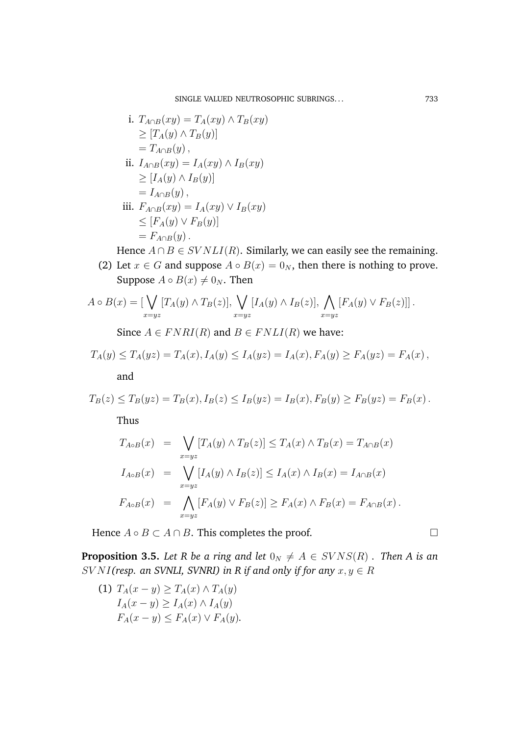i. $T_{A\cap B}(xy) = T_A(xy) \wedge T_B(xy)$
$\geq [T_A(y) \wedge T_B(y)]$
$= T_{A\cap B}(y)\,,$

ii. $I_{A\cap B}(xy) = I_A(xy) \wedge I_B(xy)$
$\geq [I_A(y) \wedge I_B(y)]$
$= I_{A\cap B}(y)\,,$

iii. $F_{A\cap B}(xy) = I_A(xy) \vee I_B(xy)$
$\leq [F_A(y) \vee F_B(y)]$
$= F_{A\cap B}(y)\,.$

Hence $A \cap B \in SVNLI(R)$. Similarly, we can easily see the remaining.

(2) Let $x \in G$ and suppose $A \circ B(x) = 0_N$, then there is nothing to prove. Suppose $A \circ B(x) \neq 0_N$. Then

$$A \circ B(x) = [\bigvee_{x=yz} [T_A(y) \wedge T_B(z)], \bigvee_{x=yz} [I_A(y) \wedge I_B(z)], \bigwedge_{x=yz} [F_A(y) \vee F_B(z)]]\,.$$

Since $A \in FNRI(R)$ and $B \in FNLI(R)$ we have:

$$T_A(y) \leq T_A(yz) = T_A(x), I_A(y) \leq I_A(yz) = I_A(x), F_A(y) \geq F_A(yz) = F_A(x)\,,$$

and

$$T_B(z) \leq T_B(yz) = T_B(x), I_B(z) \leq I_B(yz) = I_B(x), F_B(y) \geq F_B(yz) = F_B(x)\,.$$

Thus

$$T_{A\circ B}(x) = \bigvee_{x=yz} [T_A(y) \wedge T_B(z)] \leq T_A(x) \wedge T_B(x) = T_{A\cap B}(x)$$

$$I_{A\circ B}(x) = \bigvee_{x=yz} [I_A(y) \wedge I_B(z)] \leq I_A(x) \wedge I_B(x) = I_{A\cap B}(x)$$

$$F_{A\circ B}(x) = \bigwedge_{x=yz} [F_A(y) \vee F_B(z)] \geq F_A(x) \wedge F_B(x) = F_{A\cap B}(x)\,.$$

Hence $A \circ B \subset A \cap B$. This completes the proof. □

**Proposition 3.5.** *Let R be a ring and let $0_N \neq A \in SVNS(R)$ . Then A is an $SVNI$(resp. an SVNLI, SVNRI) in R if and only if for any $x, y \in R$*

(1) $T_A(x - y) \geq T_A(x) \wedge T_A(y)$
$I_A(x - y) \geq I_A(x) \wedge I_A(y)$
$F_A(x - y) \leq F_A(x) \vee F_A(y)$.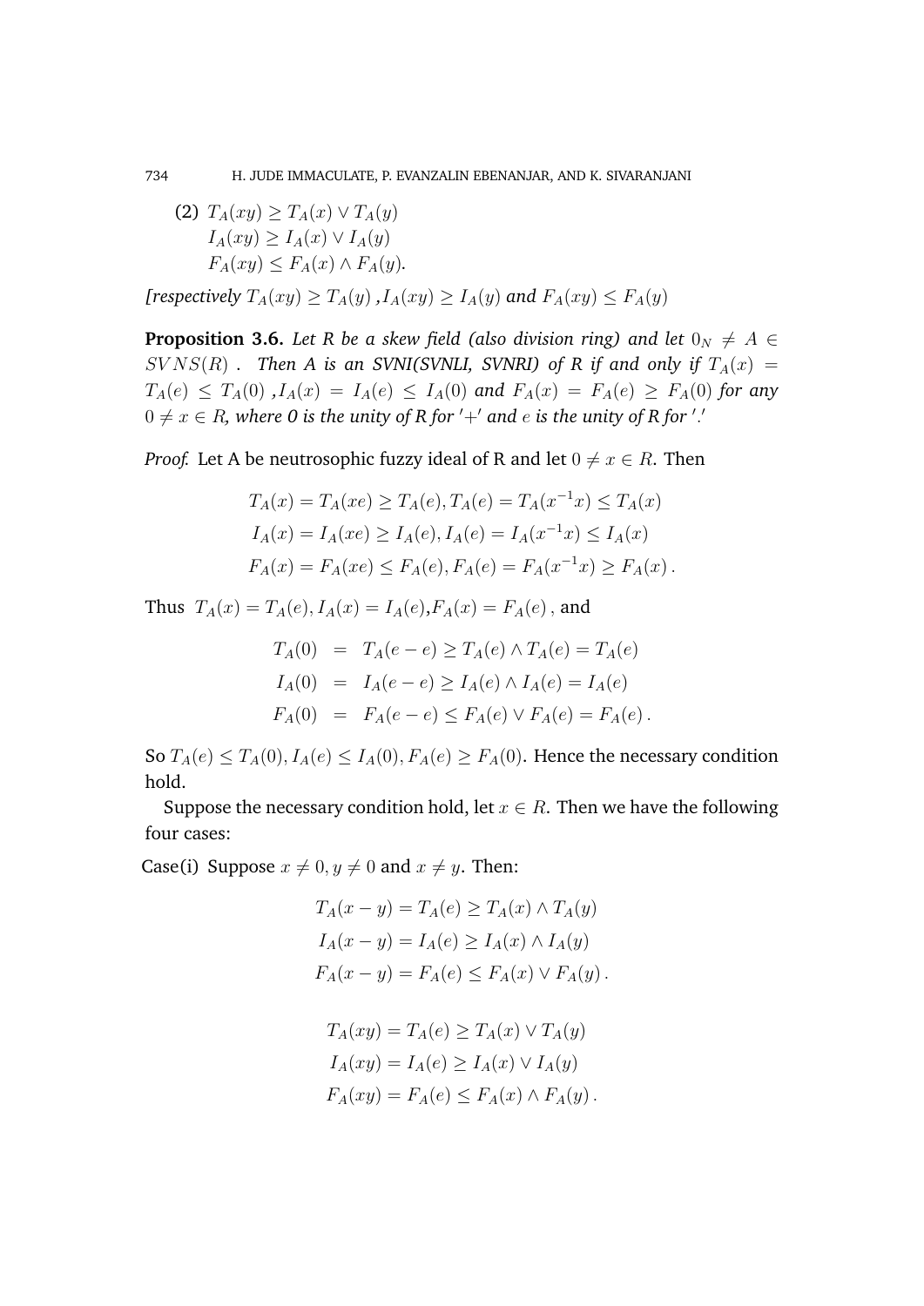(2) $T_A(xy) \geq T_A(x) \vee T_A(y)$
$I_A(xy) \geq I_A(x) \vee I_A(y)$
$F_A(xy) \leq F_A(x) \wedge F_A(y)$.

*[respectively $T_A(xy) \geq T_A(y)$ ,$I_A(xy) \geq I_A(y)$ and $F_A(xy) \leq F_A(y)$*

**Proposition 3.6.** *Let R be a skew field (also division ring) and let $0_N \neq A \in SVNS(R)$ . Then A is an SVNI(SVNLI, SVNRI) of R if and only if $T_A(x) = T_A(e) \leq T_A(0)$ ,$I_A(x) = I_A(e) \leq I_A(0)$ and $F_A(x) = F_A(e) \geq F_A(0)$ for any $0 \neq x \in R$, where 0 is the unity of R for $'+'$ and $e$ is the unity of R for $'.'$*

*Proof.* Let A be neutrosophic fuzzy ideal of R and let $0 \neq x \in R$. Then

$$T_A(x) = T_A(xe) \geq T_A(e), T_A(e) = T_A(x^{-1}x) \leq T_A(x)$$
$$I_A(x) = I_A(xe) \geq I_A(e), I_A(e) = I_A(x^{-1}x) \leq I_A(x)$$
$$F_A(x) = F_A(xe) \leq F_A(e), F_A(e) = F_A(x^{-1}x) \geq F_A(x)\,.$$

Thus $T_A(x) = T_A(e), I_A(x) = I_A(e)$,$F_A(x) = F_A(e)$ , and

$$T_A(0) \;=\; T_A(e-e) \geq T_A(e) \wedge T_A(e) = T_A(e)$$
$$I_A(0) \;=\; I_A(e-e) \geq I_A(e) \wedge I_A(e) = I_A(e)$$
$$F_A(0) \;=\; F_A(e-e) \leq F_A(e) \vee F_A(e) = F_A(e)\,.$$

So $T_A(e) \leq T_A(0), I_A(e) \leq I_A(0), F_A(e) \geq F_A(0)$. Hence the necessary condition hold.

Suppose the necessary condition hold, let $x \in R$. Then we have the following four cases:

Case(i) Suppose $x \neq 0, y \neq 0$ and $x \neq y$. Then:

$$T_A(x-y) = T_A(e) \geq T_A(x) \wedge T_A(y)$$
$$I_A(x-y) = I_A(e) \geq I_A(x) \wedge I_A(y)$$
$$F_A(x-y) = F_A(e) \leq F_A(x) \vee F_A(y)\,.$$

$$T_A(xy) = T_A(e) \geq T_A(x) \vee T_A(y)$$
$$I_A(xy) = I_A(e) \geq I_A(x) \vee I_A(y)$$
$$F_A(xy) = F_A(e) \leq F_A(x) \wedge F_A(y)\,.$$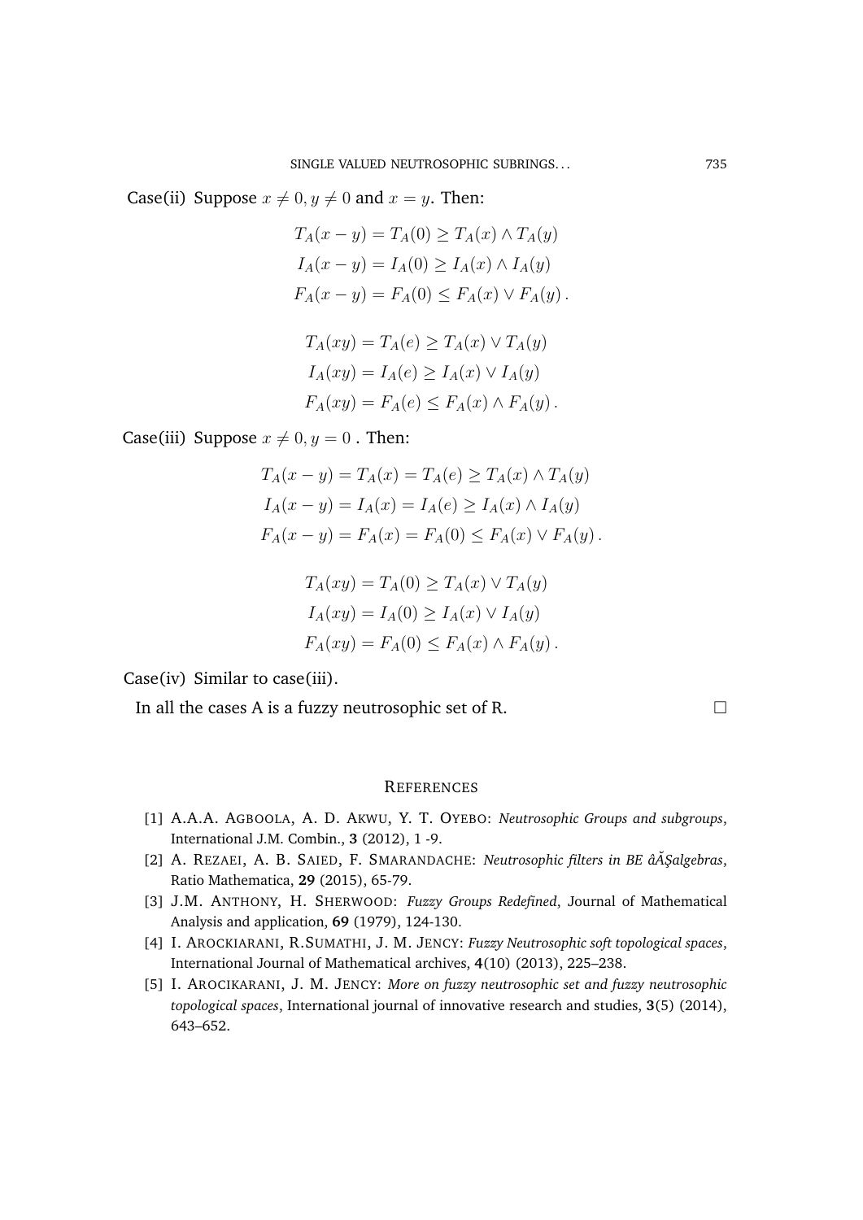Case(ii) Suppose $x \neq 0, y \neq 0$ and $x = y$. Then:

$$T_A(x-y) = T_A(0) \geq T_A(x) \wedge T_A(y)$$
$$I_A(x-y) = I_A(0) \geq I_A(x) \wedge I_A(y)$$
$$F_A(x-y) = F_A(0) \leq F_A(x) \vee F_A(y)\,.$$

$$T_A(xy) = T_A(e) \geq T_A(x) \vee T_A(y)$$
$$I_A(xy) = I_A(e) \geq I_A(x) \vee I_A(y)$$
$$F_A(xy) = F_A(e) \leq F_A(x) \wedge F_A(y)\,.$$

Case(iii) Suppose $x \neq 0, y = 0$ . Then:

$$T_A(x-y) = T_A(x) = T_A(e) \geq T_A(x) \wedge T_A(y)$$
$$I_A(x-y) = I_A(x) = I_A(e) \geq I_A(x) \wedge I_A(y)$$
$$F_A(x-y) = F_A(x) = F_A(0) \leq F_A(x) \vee F_A(y)\,.$$

$$T_A(xy) = T_A(0) \geq T_A(x) \vee T_A(y)$$
$$I_A(xy) = I_A(0) \geq I_A(x) \vee I_A(y)$$
$$F_A(xy) = F_A(0) \leq F_A(x) \wedge F_A(y)\,.$$

Case(iv) Similar to case(iii).

In all the cases A is a fuzzy neutrosophic set of R. □

## REFERENCES

[1] A.A.A. AGBOOLA, A. D. AKWU, Y. T. OYEBO: *Neutrosophic Groups and subgroups*, International J.M. Combin., **3** (2012), 1 -9.

[2] A. REZAEI, A. B. SAIED, F. SMARANDACHE: *Neutrosophic filters in BE âĂŞalgebras*, Ratio Mathematica, **29** (2015), 65-79.

[3] J.M. ANTHONY, H. SHERWOOD: *Fuzzy Groups Redefined*, Journal of Mathematical Analysis and application, **69** (1979), 124-130.

[4] I. AROCKIARANI, R.SUMATHI, J. M. JENCY: *Fuzzy Neutrosophic soft topological spaces*, International Journal of Mathematical archives, **4**(10) (2013), 225–238.

[5] I. AROCIKARANI, J. M. JENCY: *More on fuzzy neutrosophic set and fuzzy neutrosophic topological spaces*, International journal of innovative research and studies, **3**(5) (2014), 643–652.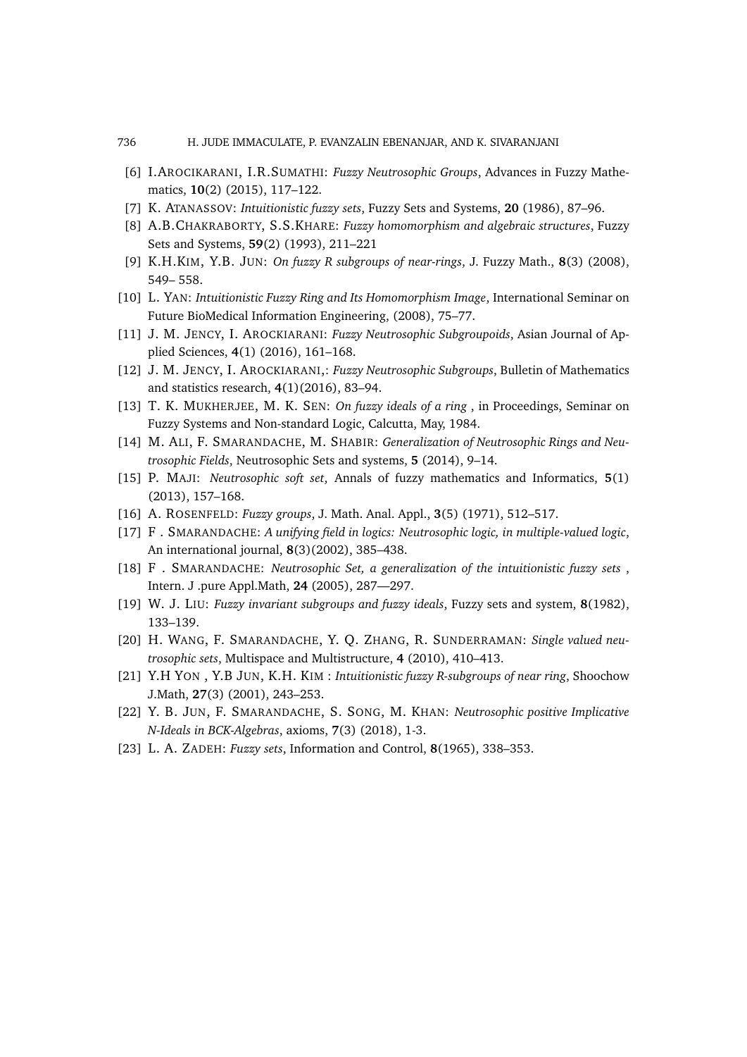[6] I.AROCIKARANI, I.R.SUMATHI: *Fuzzy Neutrosophic Groups*, Advances in Fuzzy Mathematics, **10**(2) (2015), 117–122.

[7] K. ATANASSOV: *Intuitionistic fuzzy sets*, Fuzzy Sets and Systems, **20** (1986), 87–96.

[8] A.B.CHAKRABORTY, S.S.KHARE: *Fuzzy homomorphism and algebraic structures*, Fuzzy Sets and Systems, **59**(2) (1993), 211–221

[9] K.H.KIM, Y.B. JUN: *On fuzzy R subgroups of near-rings*, J. Fuzzy Math., **8**(3) (2008), 549– 558.

[10] L. YAN: *Intuitionistic Fuzzy Ring and Its Homomorphism Image*, International Seminar on Future BioMedical Information Engineering, (2008), 75–77.

[11] J. M. JENCY, I. AROCKIARANI: *Fuzzy Neutrosophic Subgroupoids*, Asian Journal of Applied Sciences, **4**(1) (2016), 161–168.

[12] J. M. JENCY, I. AROCKIARANI,: *Fuzzy Neutrosophic Subgroups*, Bulletin of Mathematics and statistics research, **4**(1)(2016), 83–94.

[13] T. K. MUKHERJEE, M. K. SEN: *On fuzzy ideals of a ring* , in Proceedings, Seminar on Fuzzy Systems and Non-standard Logic, Calcutta, May, 1984.

[14] M. ALI, F. SMARANDACHE, M. SHABIR: *Generalization of Neutrosophic Rings and Neutrosophic Fields*, Neutrosophic Sets and systems, **5** (2014), 9–14.

[15] P. MAJI: *Neutrosophic soft set*, Annals of fuzzy mathematics and Informatics, **5**(1) (2013), 157–168.

[16] A. ROSENFELD: *Fuzzy groups*, J. Math. Anal. Appl., **3**(5) (1971), 512–517.

[17] F . SMARANDACHE: *A unifying field in logics: Neutrosophic logic, in multiple-valued logic*, An international journal, **8**(3)(2002), 385–438.

[18] F . SMARANDACHE: *Neutrosophic Set, a generalization of the intuitionistic fuzzy sets* , Intern. J .pure Appl.Math, **24** (2005), 287—297.

[19] W. J. LIU: *Fuzzy invariant subgroups and fuzzy ideals*, Fuzzy sets and system, **8**(1982), 133–139.

[20] H. WANG, F. SMARANDACHE, Y. Q. ZHANG, R. SUNDERRAMAN: *Single valued neutrosophic sets*, Multispace and Multistructure, **4** (2010), 410–413.

[21] Y.H YON , Y.B JUN, K.H. KIM : *Intuitionistic fuzzy R-subgroups of near ring*, Shoochow J.Math, **27**(3) (2001), 243–253.

[22] Y. B. JUN, F. SMARANDACHE, S. SONG, M. KHAN: *Neutrosophic positive Implicative N-Ideals in BCK-Algebras*, axioms, **7**(3) (2018), 1-3.

[23] L. A. ZADEH: *Fuzzy sets*, Information and Control, **8**(1965), 338–353.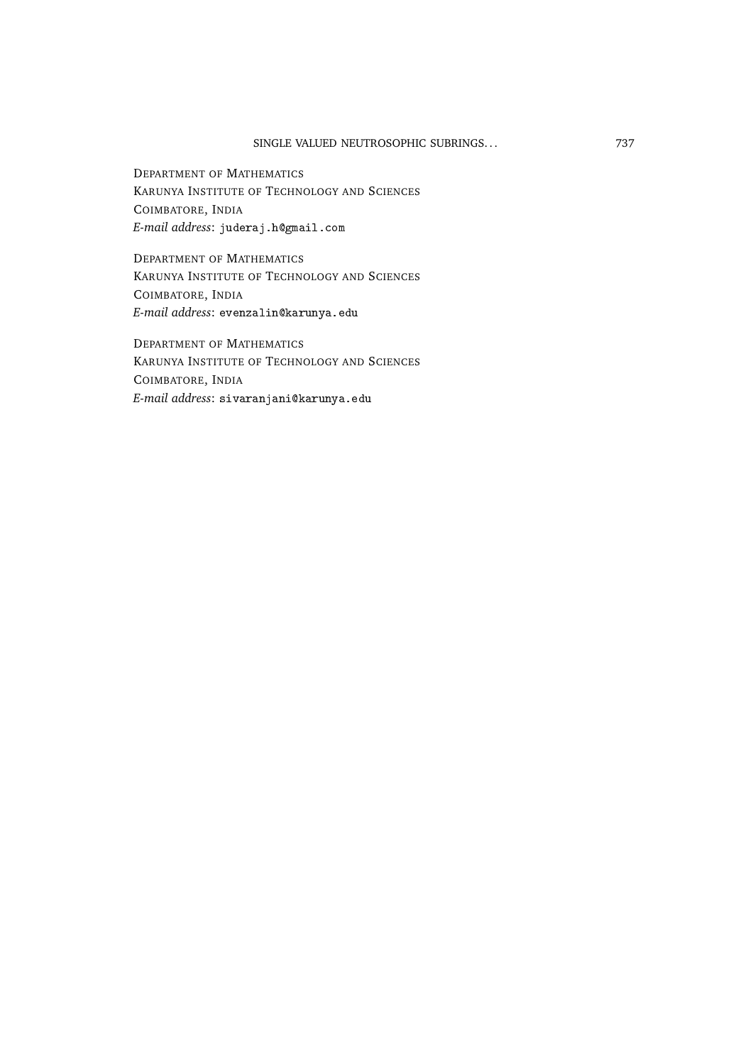Department of Mathematics
Karunya Institute of Technology and Sciences
Coimbatore, India
*E-mail address*: juderaj.h@gmail.com

Department of Mathematics
Karunya Institute of Technology and Sciences
Coimbatore, India
*E-mail address*: evenzalin@karunya.edu

Department of Mathematics
Karunya Institute of Technology and Sciences
Coimbatore, India
*E-mail address*: sivaranjani@karunya.edu